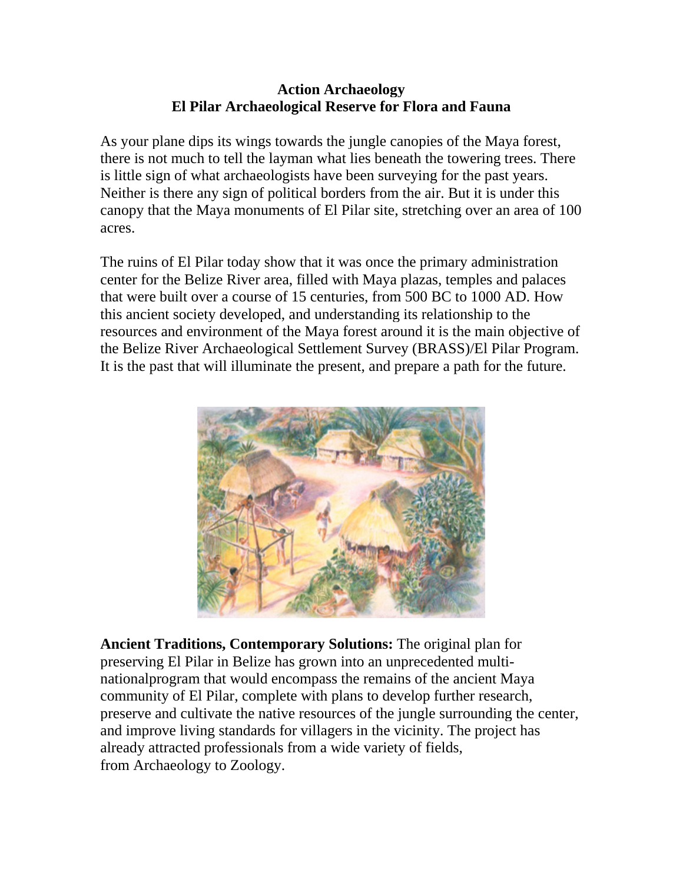**Action Archaeology**
**El Pilar Archaeological Reserve for Flora and Fauna**

As your plane dips its wings towards the jungle canopies of the Maya forest, there is not much to tell the layman what lies beneath the towering trees. There is little sign of what archaeologists have been surveying for the past years. Neither is there any sign of political borders from the air. But it is under this canopy that the Maya monuments of El Pilar site, stretching over an area of 100 acres.

The ruins of El Pilar today show that it was once the primary administration center for the Belize River area, filled with Maya plazas, temples and palaces that were built over a course of 15 centuries, from 500 BC to 1000 AD. How this ancient society developed, and understanding its relationship to the resources and environment of the Maya forest around it is the main objective of the Belize River Archaeological Settlement Survey (BRASS)/El Pilar Program. It is the past that will illuminate the present, and prepare a path for the future.

**Ancient Traditions, Contemporary Solutions:** The original plan for preserving El Pilar in Belize has grown into an unprecedented multi-nationalprogram that would encompass the remains of the ancient Maya community of El Pilar, complete with plans to develop further research, preserve and cultivate the native resources of the jungle surrounding the center, and improve living standards for villagers in the vicinity. The project has already attracted professionals from a wide variety of fields, from Archaeology to Zoology.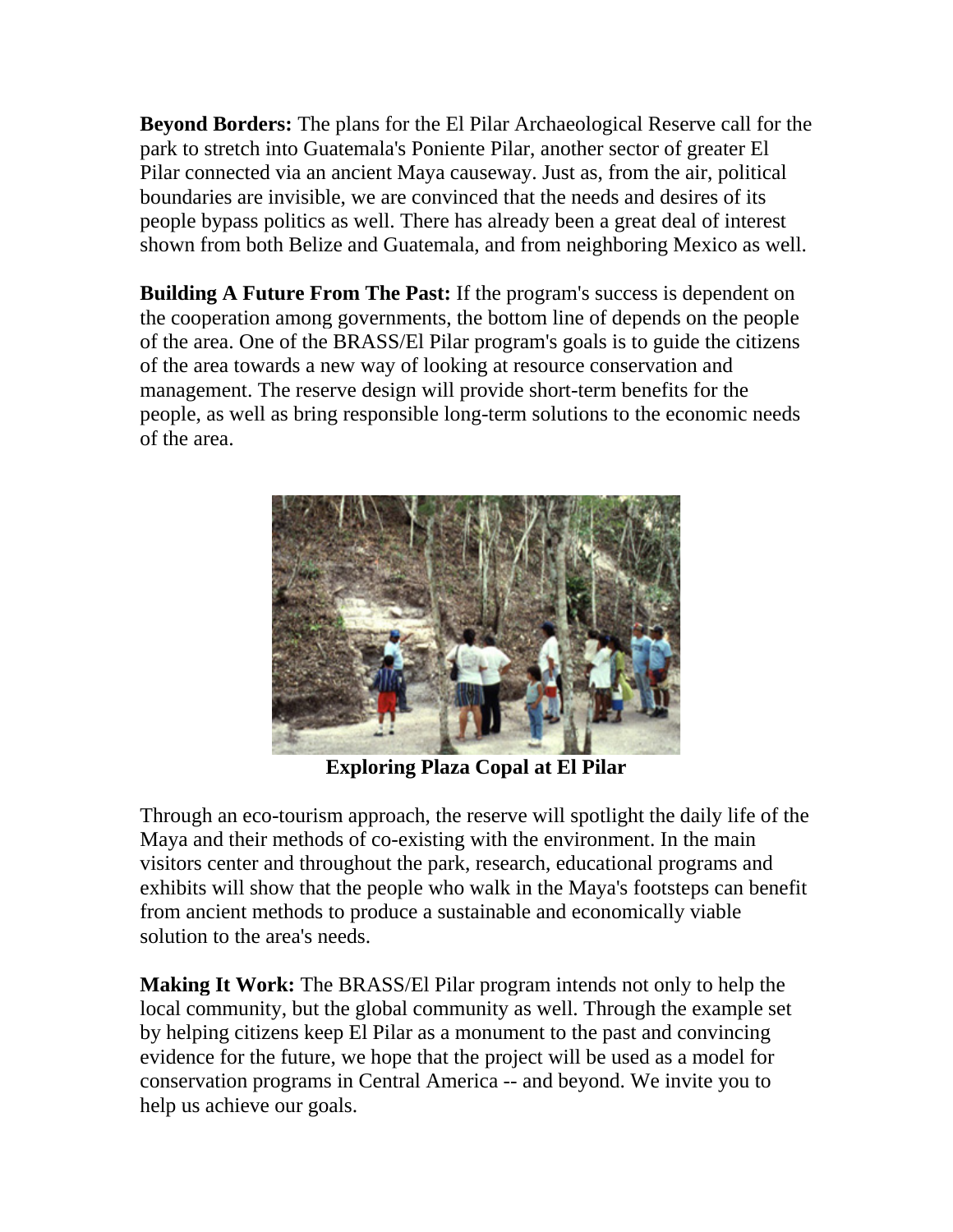**Beyond Borders:** The plans for the El Pilar Archaeological Reserve call for the park to stretch into Guatemala's Poniente Pilar, another sector of greater El Pilar connected via an ancient Maya causeway. Just as, from the air, political boundaries are invisible, we are convinced that the needs and desires of its people bypass politics as well. There has already been a great deal of interest shown from both Belize and Guatemala, and from neighboring Mexico as well.

**Building A Future From The Past:** If the program's success is dependent on the cooperation among governments, the bottom line of depends on the people of the area. One of the BRASS/El Pilar program's goals is to guide the citizens of the area towards a new way of looking at resource conservation and management. The reserve design will provide short-term benefits for the people, as well as bring responsible long-term solutions to the economic needs of the area.

**Exploring Plaza Copal at El Pilar**

Through an eco-tourism approach, the reserve will spotlight the daily life of the Maya and their methods of co-existing with the environment. In the main visitors center and throughout the park, research, educational programs and exhibits will show that the people who walk in the Maya's footsteps can benefit from ancient methods to produce a sustainable and economically viable solution to the area's needs.

**Making It Work:** The BRASS/El Pilar program intends not only to help the local community, but the global community as well. Through the example set by helping citizens keep El Pilar as a monument to the past and convincing evidence for the future, we hope that the project will be used as a model for conservation programs in Central America -- and beyond. We invite you to help us achieve our goals.